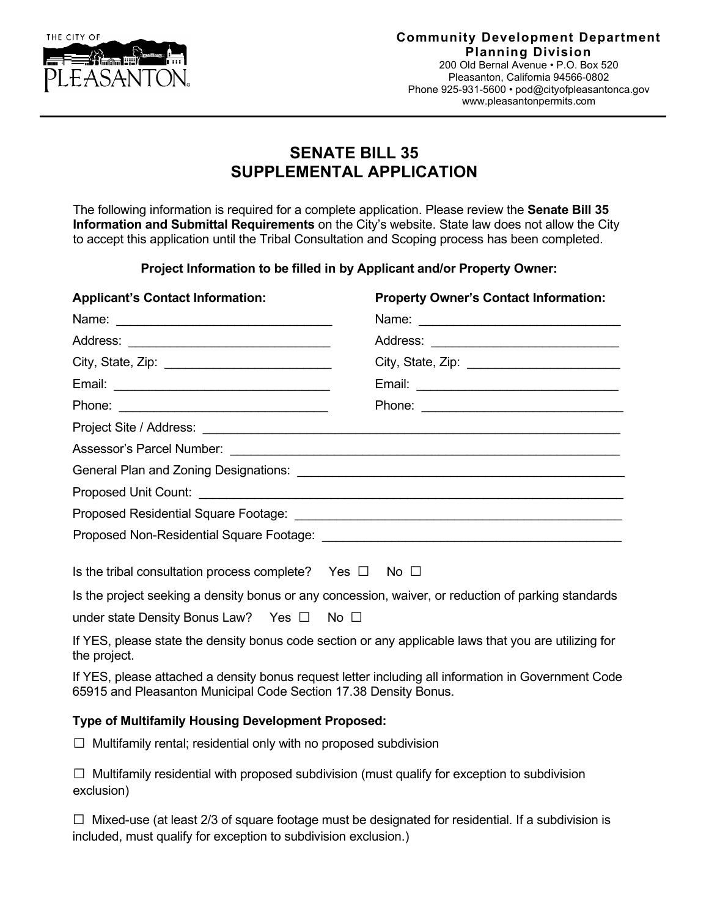THE CITY OF PLEASANTON

**Community Development Department**
**Planning Division**
200 Old Bernal Avenue • P.O. Box 520
Pleasanton, California 94566-0802
Phone 925-931-5600 • pod@cityofpleasantonca.gov
www.pleasantonpermits.com

# SENATE BILL 35
# SUPPLEMENTAL APPLICATION

The following information is required for a complete application. Please review the **Senate Bill 35 Information and Submittal Requirements** on the City's website. State law does not allow the City to accept this application until the Tribal Consultation and Scoping process has been completed.

**Project Information to be filled in by Applicant and/or Property Owner:**

**Applicant's Contact Information:**

Name: ______________________________

Address: ____________________________

City, State, Zip: _______________________

Email: ______________________________

Phone: ______________________________

**Property Owner's Contact Information:**

Name: ______________________________

Address: ____________________________

City, State, Zip: _______________________

Email: ______________________________

Phone: ______________________________

Project Site / Address: ______________________________________________________

Assessor's Parcel Number: ___________________________________________________

General Plan and Zoning Designations: _________________________________________

Proposed Unit Count: _______________________________________________________

Proposed Residential Square Footage: _________________________________________

Proposed Non-Residential Square Footage: _____________________________________

Is the tribal consultation process complete? Yes ☐ No ☐

Is the project seeking a density bonus or any concession, waiver, or reduction of parking standards under state Density Bonus Law? Yes ☐ No ☐

If YES, please state the density bonus code section or any applicable laws that you are utilizing for the project.

If YES, please attached a density bonus request letter including all information in Government Code 65915 and Pleasanton Municipal Code Section 17.38 Density Bonus.

**Type of Multifamily Housing Development Proposed:**

☐ Multifamily rental; residential only with no proposed subdivision

☐ Multifamily residential with proposed subdivision (must qualify for exception to subdivision exclusion)

☐ Mixed-use (at least 2/3 of square footage must be designated for residential. If a subdivision is included, must qualify for exception to subdivision exclusion.)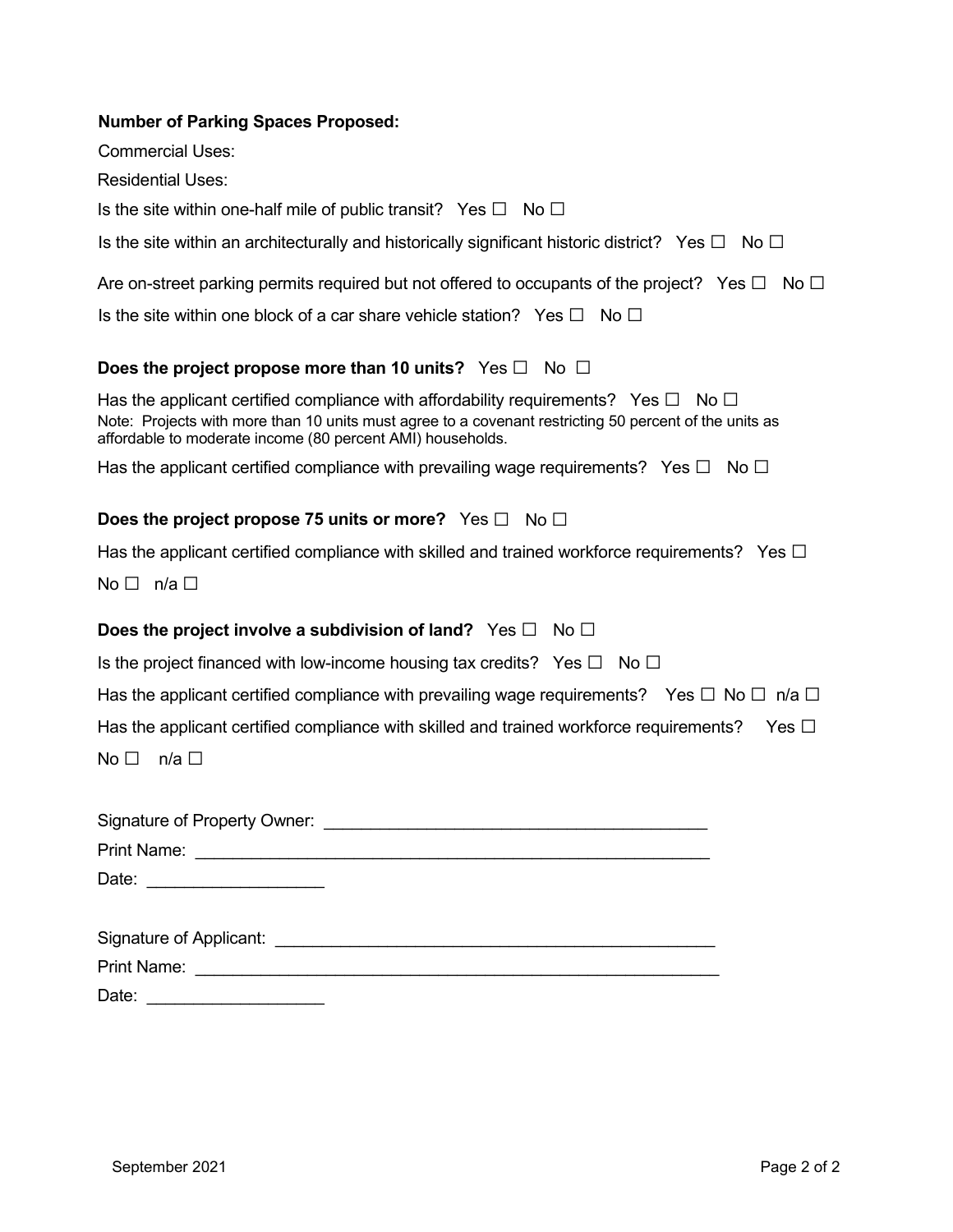**Number of Parking Spaces Proposed:**

Commercial Uses:

Residential Uses:

Is the site within one-half mile of public transit? Yes ☐ No ☐

Is the site within an architecturally and historically significant historic district? Yes ☐ No ☐

Are on-street parking permits required but not offered to occupants of the project? Yes ☐ No ☐

Is the site within one block of a car share vehicle station? Yes ☐ No ☐

**Does the project propose more than 10 units?** Yes ☐ No ☐

Has the applicant certified compliance with affordability requirements? Yes ☐ No ☐

Note: Projects with more than 10 units must agree to a covenant restricting 50 percent of the units as affordable to moderate income (80 percent AMI) households.

Has the applicant certified compliance with prevailing wage requirements? Yes ☐ No ☐

**Does the project propose 75 units or more?** Yes ☐ No ☐

Has the applicant certified compliance with skilled and trained workforce requirements? Yes ☐ No ☐ n/a ☐

**Does the project involve a subdivision of land?** Yes ☐ No ☐

Is the project financed with low-income housing tax credits? Yes ☐ No ☐

Has the applicant certified compliance with prevailing wage requirements? Yes ☐ No ☐ n/a ☐

Has the applicant certified compliance with skilled and trained workforce requirements? Yes ☐ No ☐ n/a ☐

Signature of Property Owner: ________________________________________

Print Name: ________________________________________________________

Date: __________________

Signature of Applicant: ______________________________________________

Print Name: ________________________________________________________

Date: __________________

September 2021